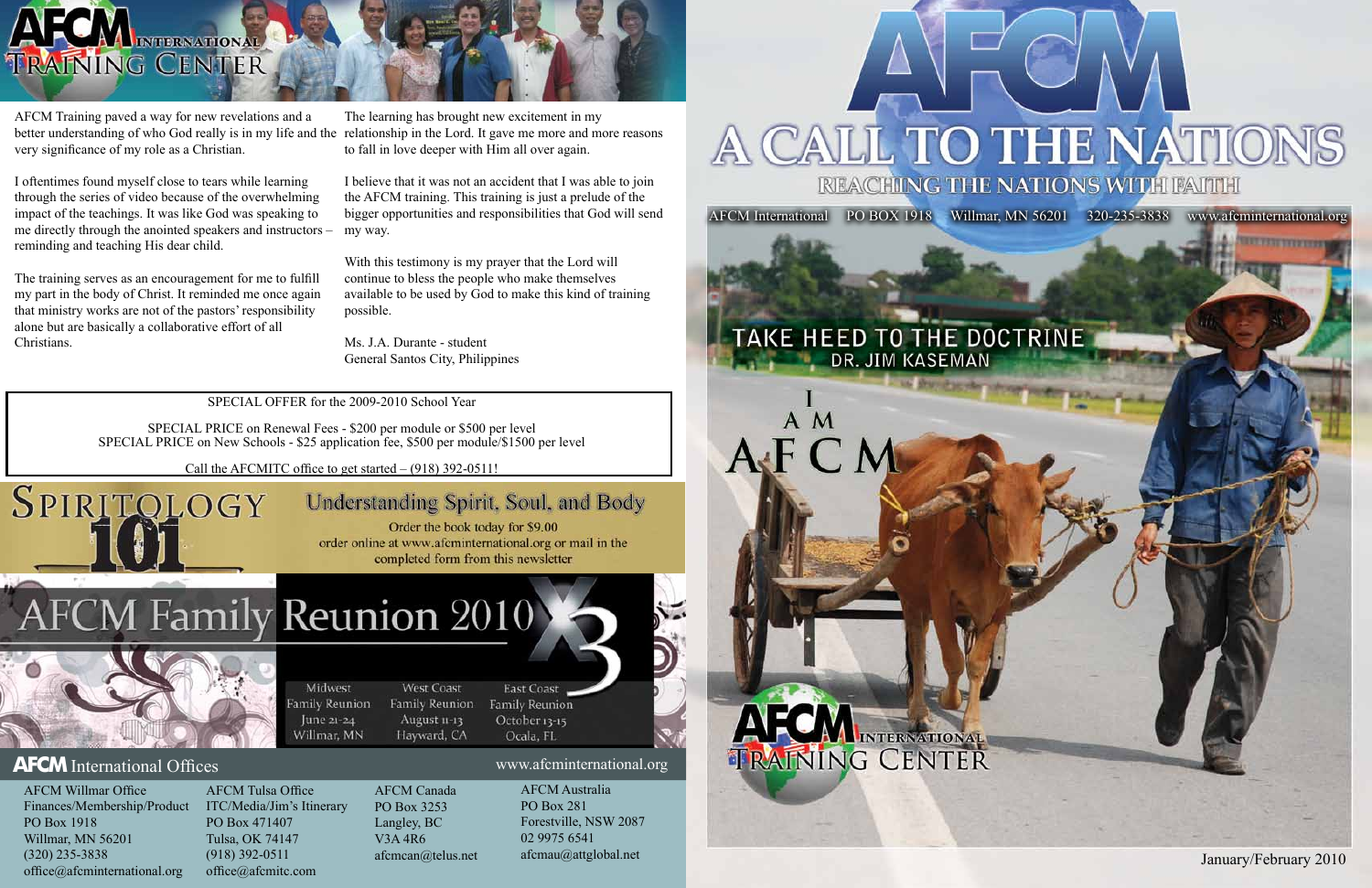# AFCM International Training Center

AFCM Training paved a way for new revelations and a better understanding of who God really is in my life and the very significance of my role as a Christian.

I oftentimes found myself close to tears while learning through the series of video because of the overwhelming impact of the teachings. It was like God was speaking to me directly through the anointed speakers and instructors – reminding and teaching His dear child.

The training serves as an encouragement for me to fulfill my part in the body of Christ. It reminded me once again that ministry works are not of the pastors' responsibility alone but are basically a collaborative effort of all Christians.

The learning has brought new excitement in my relationship in the Lord. It gave me more and more reasons to fall in love deeper with Him all over again.

I believe that it was not an accident that I was able to join the AFCM training. This training is just a prelude of the bigger opportunities and responsibilities that God will send my way.

With this testimony is my prayer that the Lord will continue to bless the people who make themselves available to be used by God to make this kind of training possible.

Ms. J.A. Durante - student
General Santos City, Philippines

---

SPECIAL OFFER for the 2009-2010 School Year

SPECIAL PRICE on Renewal Fees - $200 per module or $500 per level
SPECIAL PRICE on New Schools - $25 application fee, $500 per module/$1500 per level

Call the AFCMITC office to get started – (918) 392-0511!

---

## Spiritology 101

### Understanding Spirit, Soul, and Body

Order the book today for $9.00
order online at www.afcminternational.org or mail in the completed form from this newsletter

---

## AFCM Family Reunion 2010 X3

| Midwest Family Reunion | West Coast Family Reunion | East Coast Family Reunion |
|---|---|---|
| June 21-24 | August 11-13 | October 13-15 |
| Willmar, MN | Hayward, CA | Ocala, FL |

---

## AFCM International Offices

www.afcminternational.org

**AFCM Willmar Office**
Finances/Membership/Product
PO Box 1918
Willmar, MN 56201
(320) 235-3838
office@afcminternational.org

**AFCM Tulsa Office**
ITC/Media/Jim's Itinerary
PO Box 471407
Tulsa, OK 74147
(918) 392-0511
office@afcmitc.com

**AFCM Canada**
PO Box 3253
Langley, BC
V3A 4R6
afcmcan@telus.net

**AFCM Australia**
PO Box 281
Forestville, NSW 2087
02 9975 6541
afcmau@attglobal.net

---

# AFCM

# A CALL TO THE NATIONS

## REACHING THE NATIONS WITH FAITH

AFCM International | PO BOX 1918 | Willmar, MN 56201 | 320-235-3838 | www.afcminternational.org

TAKE HEED TO THE DOCTRINE
DR. JIM KASEMAN

I AM AFCM

AFCM International Training Center

January/February 2010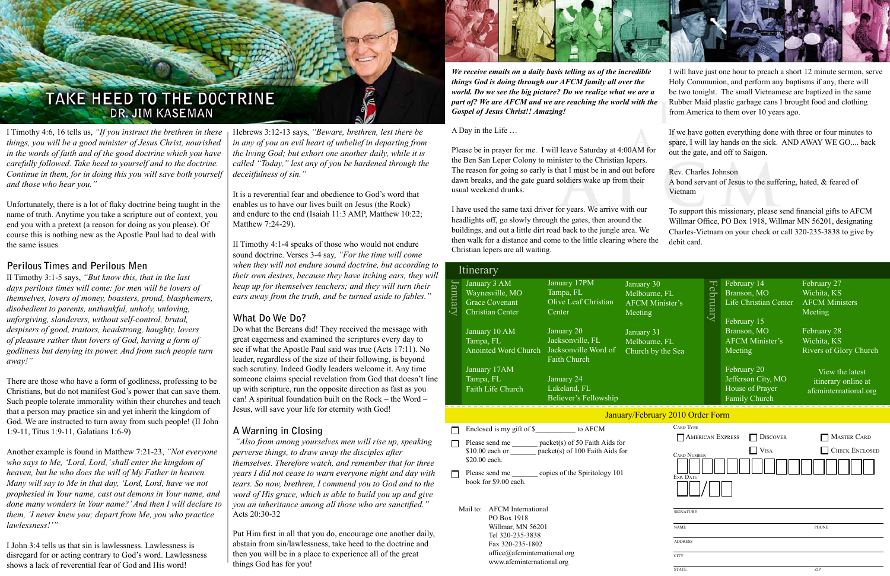# TAKE HEED TO THE DOCTRINE

## DR. JIM KASEMAN

I Timothy 4:6, 16 tells us, *"If you instruct the brethren in these things, you will be a good minister of Jesus Christ, nourished in the words of faith and of the good doctrine which you have carefully followed. Take heed to yourself and to the doctrine. Continue in them, for in doing this you will save both yourself and those who hear you."*

Unfortunately, there is a lot of flaky doctrine being taught in the name of truth. Anytime you take a scripture out of context, you end you with a pretext (a reason for doing as you please). Of course this is nothing new as the Apostle Paul had to deal with the same issues.

### Perilous Times and Perilous Men

II Timothy 3:1-5 says, *"But know this, that in the last days perilous times will come: for men will be lovers of themselves, lovers of money, boasters, proud, blasphemers, disobedient to parents, unthankful, unholy, unloving, unforgiving, slanderers, without self-control, brutal, despisers of good, traitors, headstrong, haughty, lovers of pleasure rather than lovers of God, having a form of godliness but denying its power. And from such people turn away!"*

There are those who have a form of godliness, professing to be Christians, but do not manifest God's power that can save them. Such people tolerate immorality within their churches and teach that a person may practice sin and yet inherit the kingdom of God. We are instructed to turn away from such people! (II John 1:9-11, Titus 1:9-11, Galatians 1:6-9)

Another example is found in Matthew 7:21-23, *"Not everyone who says to Me, 'Lord, Lord,' shall enter the kingdom of heaven, but he who does the will of My Father in heaven. Many will say to Me in that day, 'Lord, Lord, have we not prophesied in Your name, cast out demons in Your name, and done many wonders in Your name?' And then I will declare to them, 'I never knew you; depart from Me, you who practice lawlessness!'"*

I John 3:4 tells us that sin is lawlessness. Lawlessness is disregard for or acting contrary to God's word. Lawlessness shows a lack of reverential fear of God and His word!

Hebrews 3:12-13 says, *"Beware, brethren, lest there be in any of you an evil heart of unbelief in departing from the living God; but exhort one another daily, while it is called "Today," lest any of you be hardened through the deceitfulness of sin."*

It is a reverential fear and obedience to God's word that enables us to have our lives built on Jesus (the Rock) and endure to the end (Isaiah 11:3 AMP, Matthew 10:22; Matthew 7:24-29).

II Timothy 4:1-4 speaks of those who would not endure sound doctrine. Verses 3-4 say, *"For the time will come when they will not endure sound doctrine, but according to their own desires, because they have itching ears, they will heap up for themselves teachers; and they will turn their ears away from the truth, and be turned aside to fables."*

### What Do We Do?

Do what the Bereans did! They received the message with great eagerness and examined the scriptures every day to see if what the Apostle Paul said was true (Acts 17:11). No leader, regardless of the size of their following, is beyond such scrutiny. Indeed Godly leaders welcome it. Any time someone claims special revelation from God that doesn't line up with scripture, run the opposite direction as fast as you can! A spiritual foundation built on the Rock – the Word – Jesus, will save your life for eternity with God!

### A Warning in Closing

*"Also from among yourselves men will rise up, speaking perverse things, to draw away the disciples after themselves. Therefore watch, and remember that for three years I did not cease to warn everyone night and day with tears. So now, brethren, I commend you to God and to the word of His grace, which is able to build you up and give you an inheritance among all those who are sanctified."* Acts 20:30-32

Put Him first in all that you do, encourage one another daily, abstain from sin/lawlessness, take heed to the doctrine and then you will be in a place to experience all of the great things God has for you!

***We receive emails on a daily basis telling us of the incredible things God is doing through our AFCM family all over the world. Do we see the big picture? Do we realize what we are a part of? We are AFCM and we are reaching the world with the Gospel of Jesus Christ!! Amazing!***

A Day in the Life …

Please be in prayer for me. I will leave Saturday at 4:00AM for the Ben San Leper Colony to minister to the Christian lepers. The reason for going so early is that I must be in and out before dawn breaks, and the gate guard soldiers wake up from their usual weekend drunks.

I have used the same taxi driver for years. We arrive with our headlights off, go slowly through the gates, then around the buildings, and out a little dirt road back to the jungle area. We then walk for a distance and come to the little clearing where the Christian lepers are all waiting.

I will have just one hour to preach a short 12 minute sermon, serve Holy Communion, and perform any baptisms if any, there will be two tonight. The small Vietnamese are baptized in the same Rubber Maid plastic garbage cans I brought food and clothing from America to them over 10 years ago.

If we have gotten everything done with three or four minutes to spare, I will lay hands on the sick. AND AWAY WE GO.... back out the gate, and off to Saigon.

Rev. Charles Johnson
A bond servant of Jesus to the suffering, hated, & feared of Vietnam

To support this missionary, please send financial gifts to AFCM Willmar Office, PO Box 1918, Willmar MN 56201, designating Charles-Vietnam on your check or call 320-235-3838 to give by debit card.

## Itinerary

**January**

- January 3 AM — Waynesville, MO — Grace Covenant Christian Center
- January 10 AM — Tampa, FL — Anointed Word Church
- January 17AM — Tampa, FL — Faith Life Church
- January 17PM — Tampa, FL — Olive Leaf Christian Center
- January 20 — Jacksonville, FL — Jacksonville Word of Faith Church
- January 24 — Lakeland, FL — Believer's Fellowship
- January 30 — Melbourne, FL — AFCM Minister's Meeting
- January 31 — Melbourne, FL — Church by the Sea

**February**

- February 14 — Branson, MO — Life Christian Center
- February 15 — Branson, MO — AFCM Minister's Meeting
- February 20 — Jefferson City, MO — House of Prayer Family Church
- February 27 — Wichita, KS — AFCM Ministers Meeting
- February 28 — Wichita, KS — Rivers of Glory Church

View the latest itinerary online at afcminternational.org

## January/February 2010 Order Form

- ☐ Enclosed is my gift of $__________ to AFCM
- ☐ Please send me _______ packet(s) of 50 Faith Aids for $10.00 each or _______ packet(s) of 100 Faith Aids for $20.00 each.
- ☐ Please send me _______ copies of the Spiritology 101 book for $9.00 each.

Mail to: AFCM International
PO Box 1918
Willmar, MN 56201
Tel 320-235-3838
Fax 320-235-1802
office@afcminternational.org
www.afcminternational.org

Card Type: ☐ American Express ☐ Discover ☐ Master Card ☐ Visa ☐ Check Enclosed

Card Number: ____________________

Exp. Date: __ __ / __ __

Signature ____________________

Name ____________________ Phone ____________________

Address ____________________

City ____________________

State ____________________ Zip ____________________